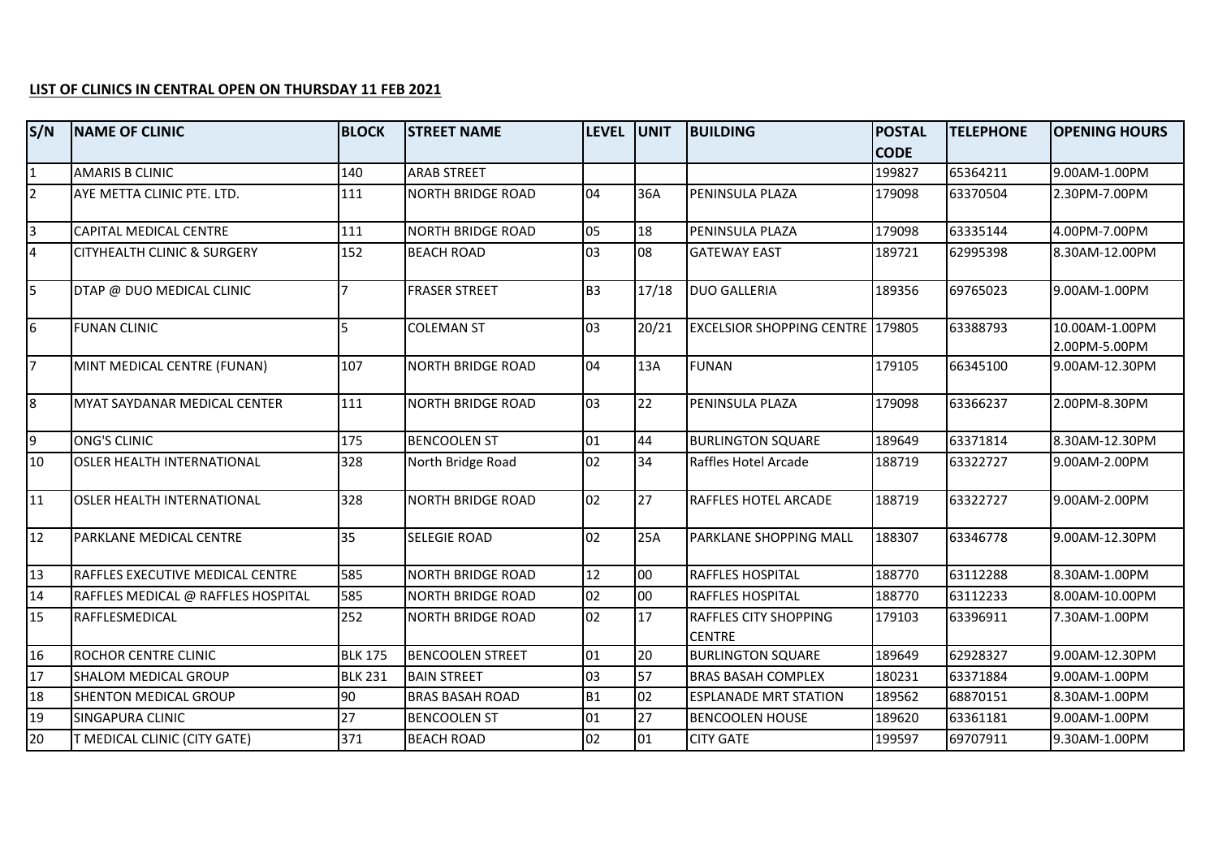**LIST OF CLINICS IN CENTRAL OPEN ON THURSDAY 11 FEB 2021**

| S/N | NAME OF CLINIC | BLOCK | STREET NAME | LEVEL | UNIT | BUILDING | POSTAL CODE | TELEPHONE | OPENING HOURS |
|---|---|---|---|---|---|---|---|---|---|
| 1 | AMARIS B CLINIC | 140 | ARAB STREET | | | | 199827 | 65364211 | 9.00AM-1.00PM |
| 2 | AYE METTA CLINIC PTE. LTD. | 111 | NORTH BRIDGE ROAD | 04 | 36A | PENINSULA PLAZA | 179098 | 63370504 | 2.30PM-7.00PM |
| 3 | CAPITAL MEDICAL CENTRE | 111 | NORTH BRIDGE ROAD | 05 | 18 | PENINSULA PLAZA | 179098 | 63335144 | 4.00PM-7.00PM |
| 4 | CITYHEALTH CLINIC & SURGERY | 152 | BEACH ROAD | 03 | 08 | GATEWAY EAST | 189721 | 62995398 | 8.30AM-12.00PM |
| 5 | DTAP @ DUO MEDICAL CLINIC | 7 | FRASER STREET | B3 | 17/18 | DUO GALLERIA | 189356 | 69765023 | 9.00AM-1.00PM |
| 6 | FUNAN CLINIC | 5 | COLEMAN ST | 03 | 20/21 | EXCELSIOR SHOPPING CENTRE | 179805 | 63388793 | 10.00AM-1.00PM 2.00PM-5.00PM |
| 7 | MINT MEDICAL CENTRE (FUNAN) | 107 | NORTH BRIDGE ROAD | 04 | 13A | FUNAN | 179105 | 66345100 | 9.00AM-12.30PM |
| 8 | MYAT SAYDANAR MEDICAL CENTER | 111 | NORTH BRIDGE ROAD | 03 | 22 | PENINSULA PLAZA | 179098 | 63366237 | 2.00PM-8.30PM |
| 9 | ONG'S CLINIC | 175 | BENCOOLEN ST | 01 | 44 | BURLINGTON SQUARE | 189649 | 63371814 | 8.30AM-12.30PM |
| 10 | OSLER HEALTH INTERNATIONAL | 328 | North Bridge Road | 02 | 34 | Raffles Hotel Arcade | 188719 | 63322727 | 9.00AM-2.00PM |
| 11 | OSLER HEALTH INTERNATIONAL | 328 | NORTH BRIDGE ROAD | 02 | 27 | RAFFLES HOTEL ARCADE | 188719 | 63322727 | 9.00AM-2.00PM |
| 12 | PARKLANE MEDICAL CENTRE | 35 | SELEGIE ROAD | 02 | 25A | PARKLANE SHOPPING MALL | 188307 | 63346778 | 9.00AM-12.30PM |
| 13 | RAFFLES EXECUTIVE MEDICAL CENTRE | 585 | NORTH BRIDGE ROAD | 12 | 00 | RAFFLES HOSPITAL | 188770 | 63112288 | 8.30AM-1.00PM |
| 14 | RAFFLES MEDICAL @ RAFFLES HOSPITAL | 585 | NORTH BRIDGE ROAD | 02 | 00 | RAFFLES HOSPITAL | 188770 | 63112233 | 8.00AM-10.00PM |
| 15 | RAFFLESMEDICAL | 252 | NORTH BRIDGE ROAD | 02 | 17 | RAFFLES CITY SHOPPING CENTRE | 179103 | 63396911 | 7.30AM-1.00PM |
| 16 | ROCHOR CENTRE CLINIC | BLK 175 | BENCOOLEN STREET | 01 | 20 | BURLINGTON SQUARE | 189649 | 62928327 | 9.00AM-12.30PM |
| 17 | SHALOM MEDICAL GROUP | BLK 231 | BAIN STREET | 03 | 57 | BRAS BASAH COMPLEX | 180231 | 63371884 | 9.00AM-1.00PM |
| 18 | SHENTON MEDICAL GROUP | 90 | BRAS BASAH ROAD | B1 | 02 | ESPLANADE MRT STATION | 189562 | 68870151 | 8.30AM-1.00PM |
| 19 | SINGAPURA CLINIC | 27 | BENCOOLEN ST | 01 | 27 | BENCOOLEN HOUSE | 189620 | 63361181 | 9.00AM-1.00PM |
| 20 | T MEDICAL CLINIC (CITY GATE) | 371 | BEACH ROAD | 02 | 01 | CITY GATE | 199597 | 69707911 | 9.30AM-1.00PM |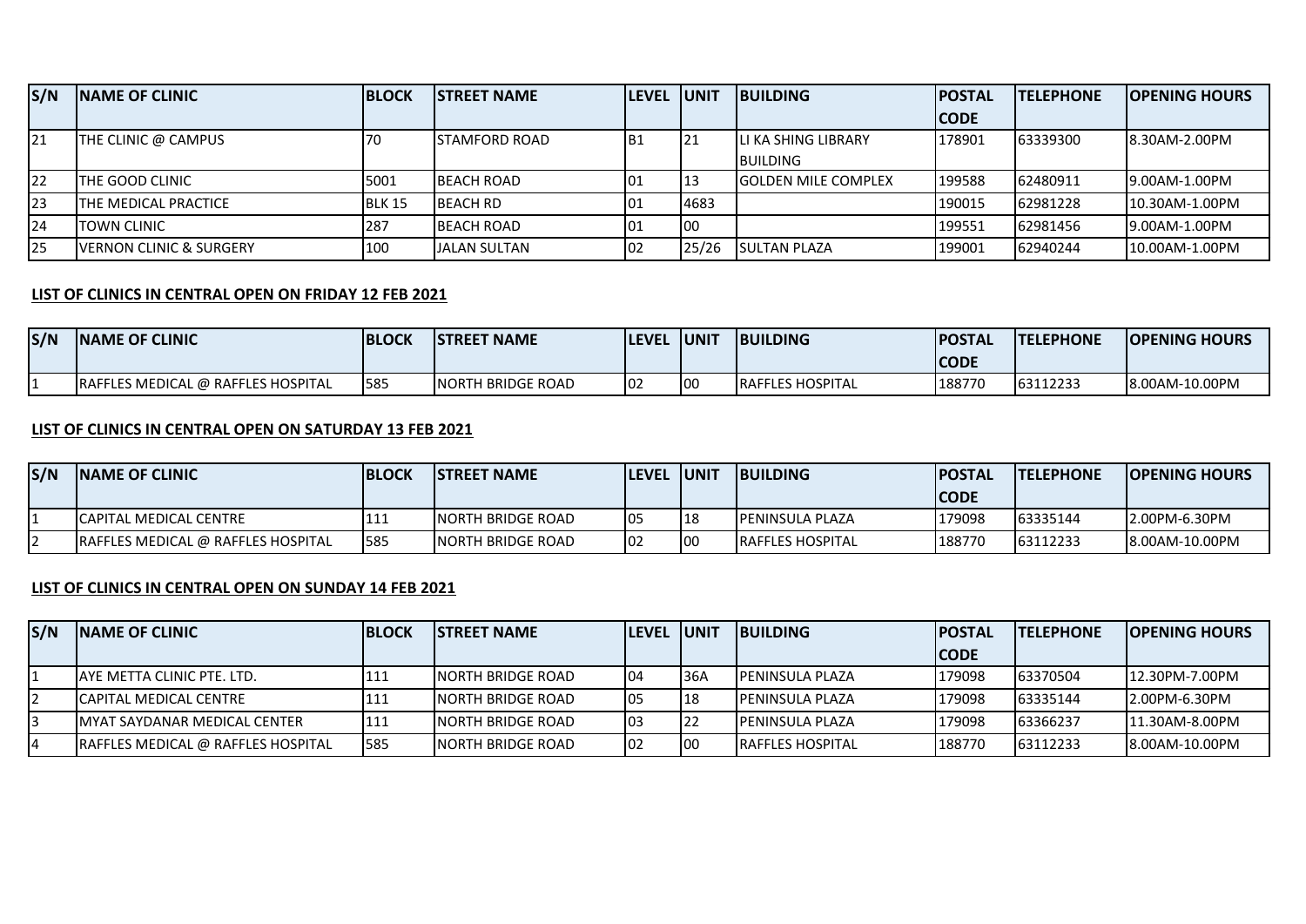| S/N | NAME OF CLINIC | BLOCK | STREET NAME | LEVEL | UNIT | BUILDING | POSTAL CODE | TELEPHONE | OPENING HOURS |
|---|---|---|---|---|---|---|---|---|---|
| 21 | THE CLINIC @ CAMPUS | 70 | STAMFORD ROAD | B1 | 21 | LI KA SHING LIBRARY BUILDING | 178901 | 63339300 | 8.30AM-2.00PM |
| 22 | THE GOOD CLINIC | 5001 | BEACH ROAD | 01 | 13 | GOLDEN MILE COMPLEX | 199588 | 62480911 | 9.00AM-1.00PM |
| 23 | THE MEDICAL PRACTICE | BLK 15 | BEACH RD | 01 | 4683 | | 190015 | 62981228 | 10.30AM-1.00PM |
| 24 | TOWN CLINIC | 287 | BEACH ROAD | 01 | 00 | | 199551 | 62981456 | 9.00AM-1.00PM |
| 25 | VERNON CLINIC & SURGERY | 100 | JALAN SULTAN | 02 | 25/26 | SULTAN PLAZA | 199001 | 62940244 | 10.00AM-1.00PM |

**LIST OF CLINICS IN CENTRAL OPEN ON FRIDAY 12 FEB 2021**

| S/N | NAME OF CLINIC | BLOCK | STREET NAME | LEVEL | UNIT | BUILDING | POSTAL CODE | TELEPHONE | OPENING HOURS |
|---|---|---|---|---|---|---|---|---|---|
| 1 | RAFFLES MEDICAL @ RAFFLES HOSPITAL | 585 | NORTH BRIDGE ROAD | 02 | 00 | RAFFLES HOSPITAL | 188770 | 63112233 | 8.00AM-10.00PM |

**LIST OF CLINICS IN CENTRAL OPEN ON SATURDAY 13 FEB 2021**

| S/N | NAME OF CLINIC | BLOCK | STREET NAME | LEVEL | UNIT | BUILDING | POSTAL CODE | TELEPHONE | OPENING HOURS |
|---|---|---|---|---|---|---|---|---|---|
| 1 | CAPITAL MEDICAL CENTRE | 111 | NORTH BRIDGE ROAD | 05 | 18 | PENINSULA PLAZA | 179098 | 63335144 | 2.00PM-6.30PM |
| 2 | RAFFLES MEDICAL @ RAFFLES HOSPITAL | 585 | NORTH BRIDGE ROAD | 02 | 00 | RAFFLES HOSPITAL | 188770 | 63112233 | 8.00AM-10.00PM |

**LIST OF CLINICS IN CENTRAL OPEN ON SUNDAY 14 FEB 2021**

| S/N | NAME OF CLINIC | BLOCK | STREET NAME | LEVEL | UNIT | BUILDING | POSTAL CODE | TELEPHONE | OPENING HOURS |
|---|---|---|---|---|---|---|---|---|---|
| 1 | AYE METTA CLINIC PTE. LTD. | 111 | NORTH BRIDGE ROAD | 04 | 36A | PENINSULA PLAZA | 179098 | 63370504 | 12.30PM-7.00PM |
| 2 | CAPITAL MEDICAL CENTRE | 111 | NORTH BRIDGE ROAD | 05 | 18 | PENINSULA PLAZA | 179098 | 63335144 | 2.00PM-6.30PM |
| 3 | MYAT SAYDANAR MEDICAL CENTER | 111 | NORTH BRIDGE ROAD | 03 | 22 | PENINSULA PLAZA | 179098 | 63366237 | 11.30AM-8.00PM |
| 4 | RAFFLES MEDICAL @ RAFFLES HOSPITAL | 585 | NORTH BRIDGE ROAD | 02 | 00 | RAFFLES HOSPITAL | 188770 | 63112233 | 8.00AM-10.00PM |